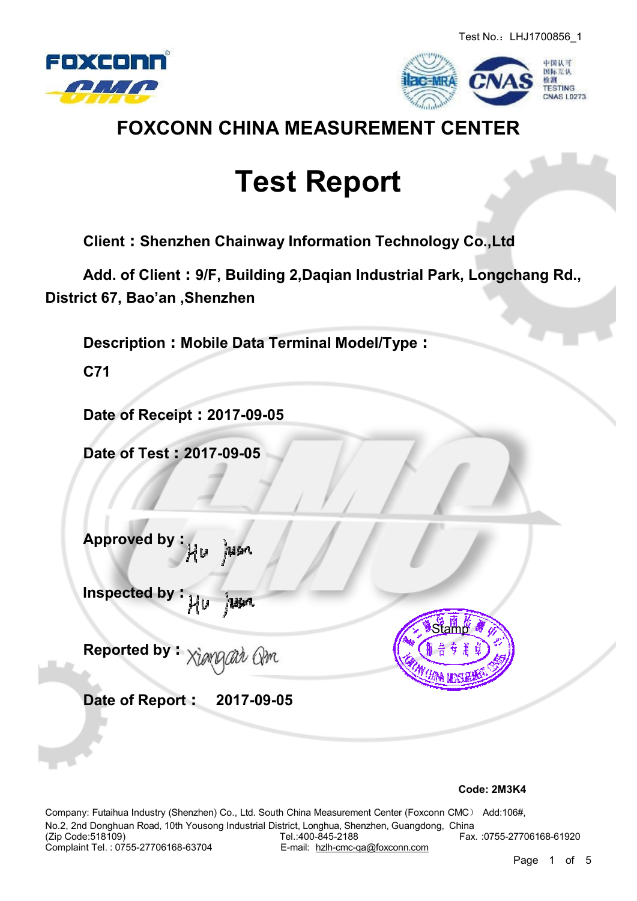Test No.：LHJ1700856_1

# FOXCONN CHINA MEASUREMENT CENTER

# Test Report

**Client：Shenzhen Chainway Information Technology Co.,Ltd**

**Add. of Client：9/F, Building 2,Daqian Industrial Park, Longchang Rd., District 67, Bao'an ,Shenzhen**

**Description：Mobile Data Terminal Model/Type：C71**

**Date of Receipt：2017-09-05**

**Date of Test：2017-09-05**

**Approved by：** Hu Juan

**Inspected by：** Hu Juan

**Reported by：** Xiangcai Qin

Stamp

**Date of Report： 2017-09-05**

**Code: 2M3K4**

Company: Futaihua Industry (Shenzhen) Co., Ltd. South China Measurement Center (Foxconn CMC） Add:106#, No.2, 2nd Donghuan Road, 10th Yousong Industrial District, Longhua, Shenzhen, Guangdong, China (Zip Code:518109) Tel.:400-845-2188 Fax. :0755-27706168-61920
Complaint Tel. : 0755-27706168-63704 E-mail: hzlh-cmc-qa@foxconn.com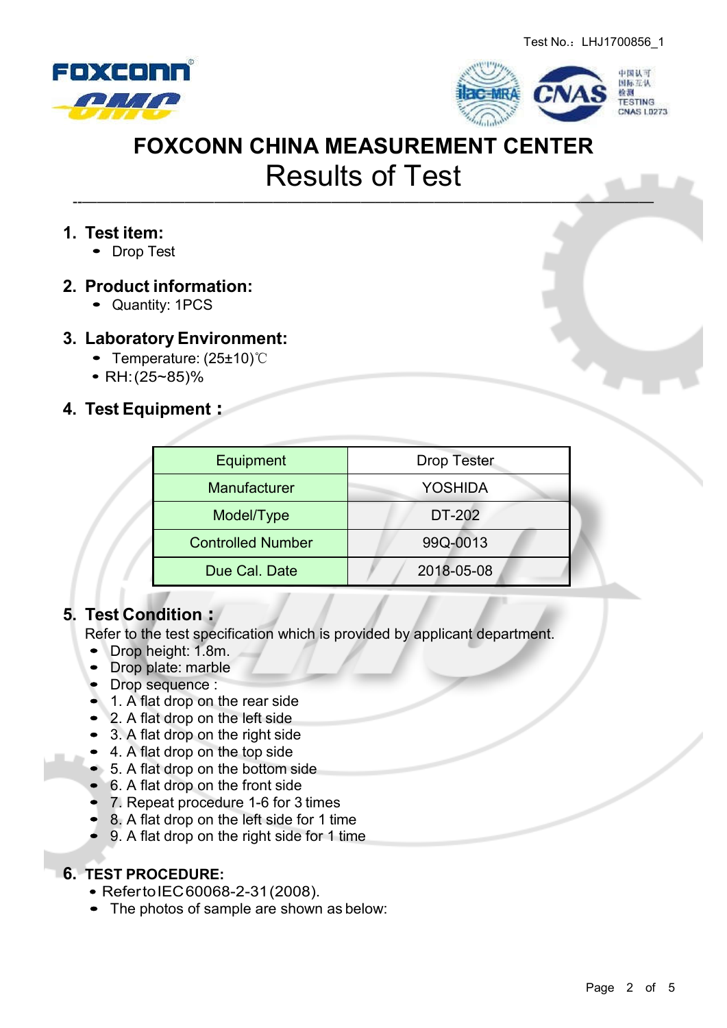Test No.：LHJ1700856_1

# FOXCONN CHINA MEASUREMENT CENTER

## Results of Test

### 1. Test item:

- Drop Test

### 2. Product information:

- Quantity: 1PCS

### 3. Laboratory Environment:

- Temperature: (25±10)℃
- RH:(25~85)%

### 4. Test Equipment：

| Equipment | Drop Tester |
|---|---|
| Manufacturer | YOSHIDA |
| Model/Type | DT-202 |
| Controlled Number | 99Q-0013 |
| Due Cal. Date | 2018-05-08 |

### 5. Test Condition：

Refer to the test specification which is provided by applicant department.

- Drop height: 1.8m.
- Drop plate: marble
- Drop sequence :
- 1. A flat drop on the rear side
- 2. A flat drop on the left side
- 3. A flat drop on the right side
- 4. A flat drop on the top side
- 5. A flat drop on the bottom side
- 6. A flat drop on the front side
- 7. Repeat procedure 1-6 for 3 times
- 8. A flat drop on the left side for 1 time
- 9. A flat drop on the right side for 1 time

### 6. TEST PROCEDURE:

- Refer to IEC 60068-2-31 (2008).
- The photos of sample are shown as below: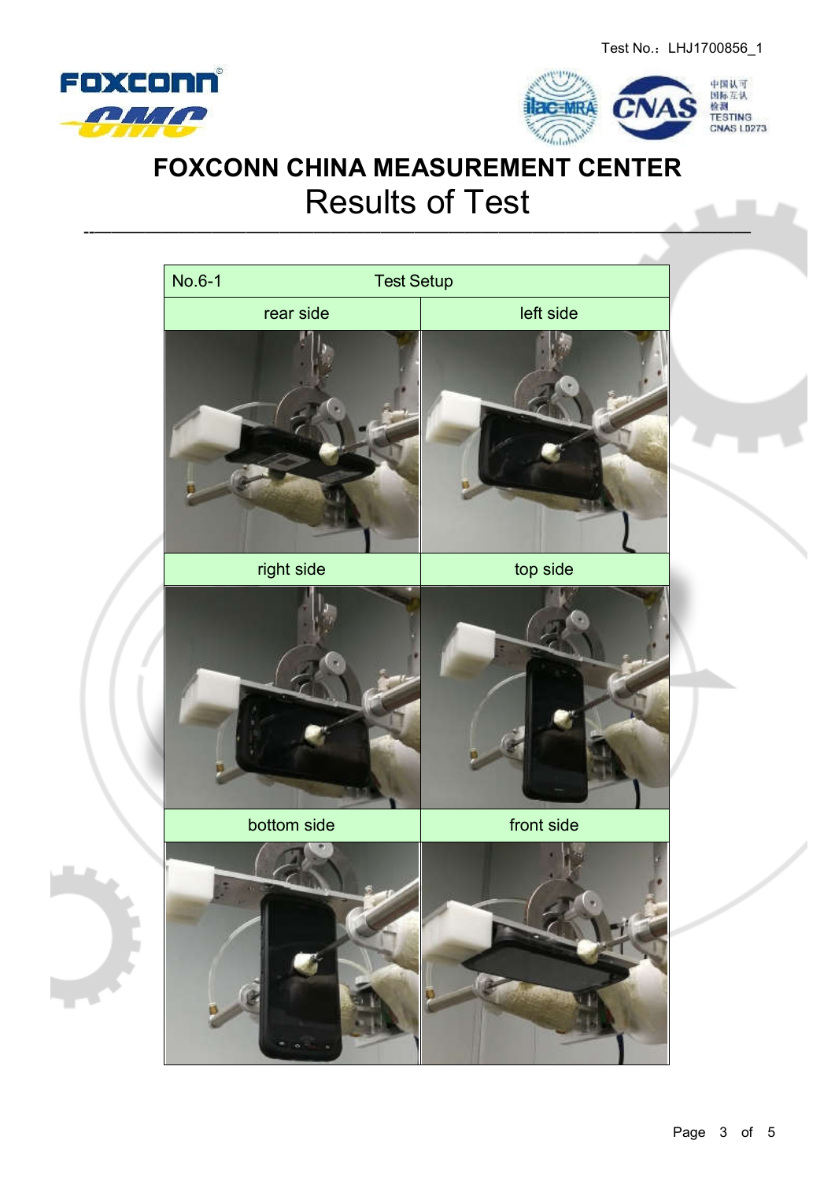Test No.：LHJ1700856_1

# FOXCONN CHINA MEASUREMENT CENTER

## Results of Test

| No.6-1 Test Setup | |
|---|---|
| rear side | left side |
| | |
| right side | top side |
| | |
| bottom side | front side |
| | |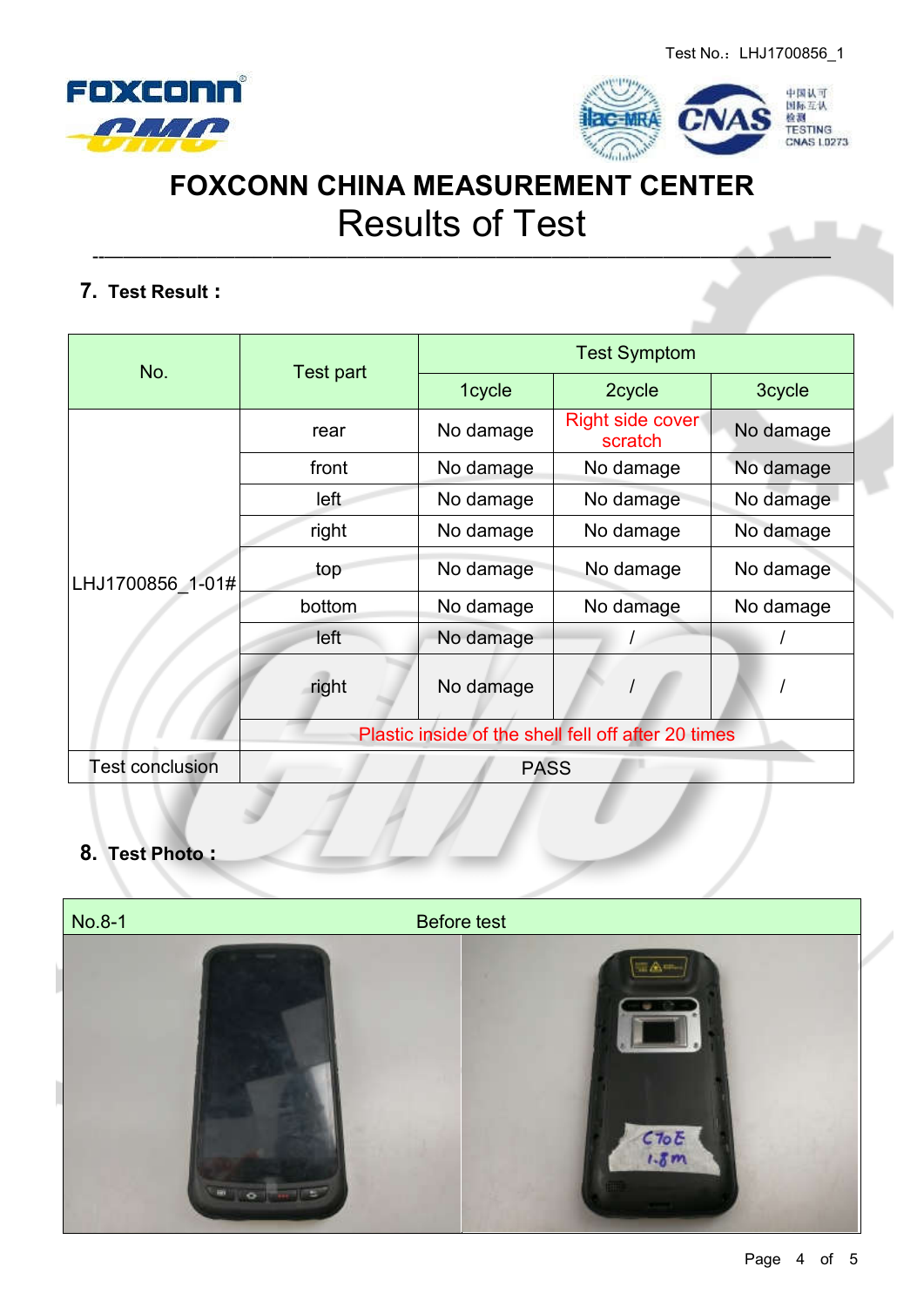Test No.：LHJ1700856_1

FOXCONN CHINA MEASUREMENT CENTER

# Results of Test

## 7. Test Result：

| No. | Test part | Test Symptom | | |
|---|---|---|---|---|
| | | 1cycle | 2cycle | 3cycle |
| LHJ1700856_1-01# | rear | No damage | Right side cover scratch | No damage |
| | front | No damage | No damage | No damage |
| | left | No damage | No damage | No damage |
| | right | No damage | No damage | No damage |
| | top | No damage | No damage | No damage |
| | bottom | No damage | No damage | No damage |
| | left | No damage | / | / |
| | right | No damage | / | / |
| | Plastic inside of the shell fell off after 20 times | | | |
| Test conclusion | PASS | | | |

## 8. Test Photo：

| No.8-1 | Before test |
|---|---|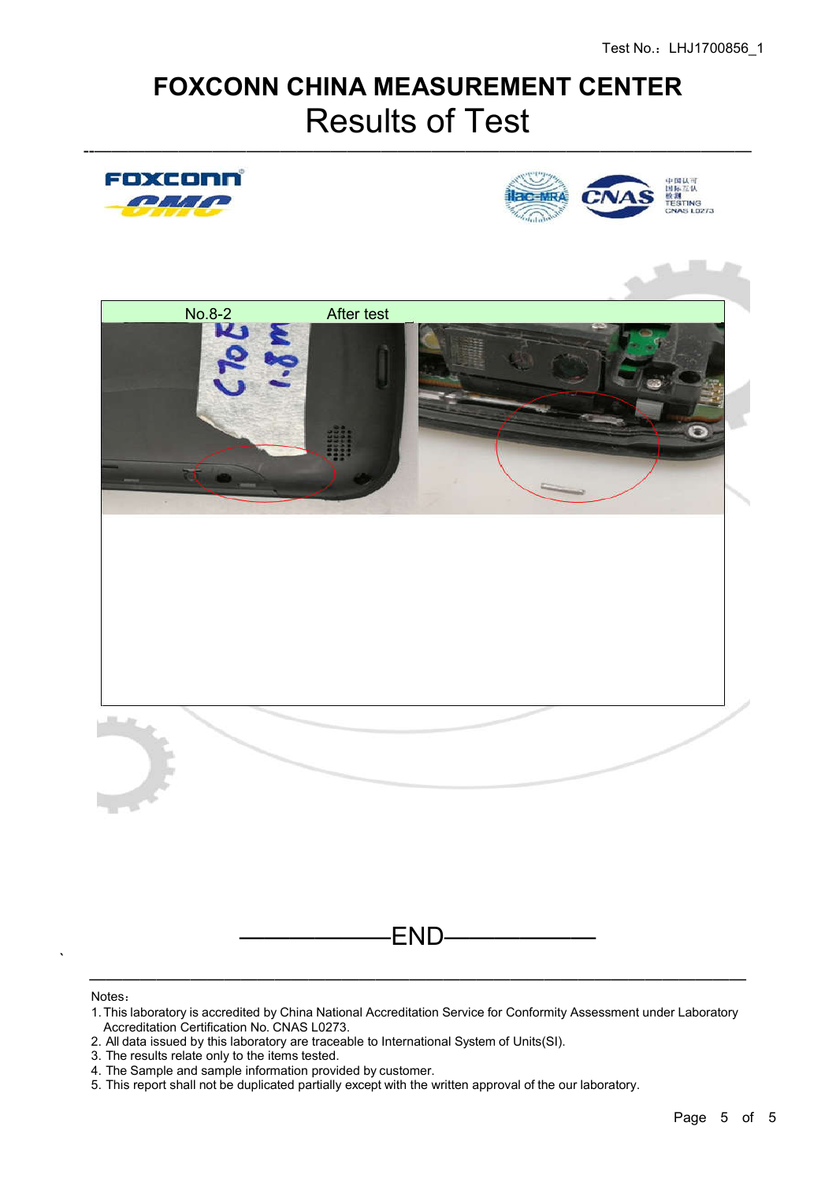Test No.：LHJ1700856_1

# FOXCONN CHINA MEASUREMENT CENTER

## Results of Test

| No.8-2 | After test |
| --- | --- |

——————END——————

Notes：

1. This laboratory is accredited by China National Accreditation Service for Conformity Assessment under Laboratory Accreditation Certification No. CNAS L0273.
2. All data issued by this laboratory are traceable to International System of Units(SI).
3. The results relate only to the items tested.
4. The Sample and sample information provided by customer.
5. This report shall not be duplicated partially except with the written approval of the our laboratory.